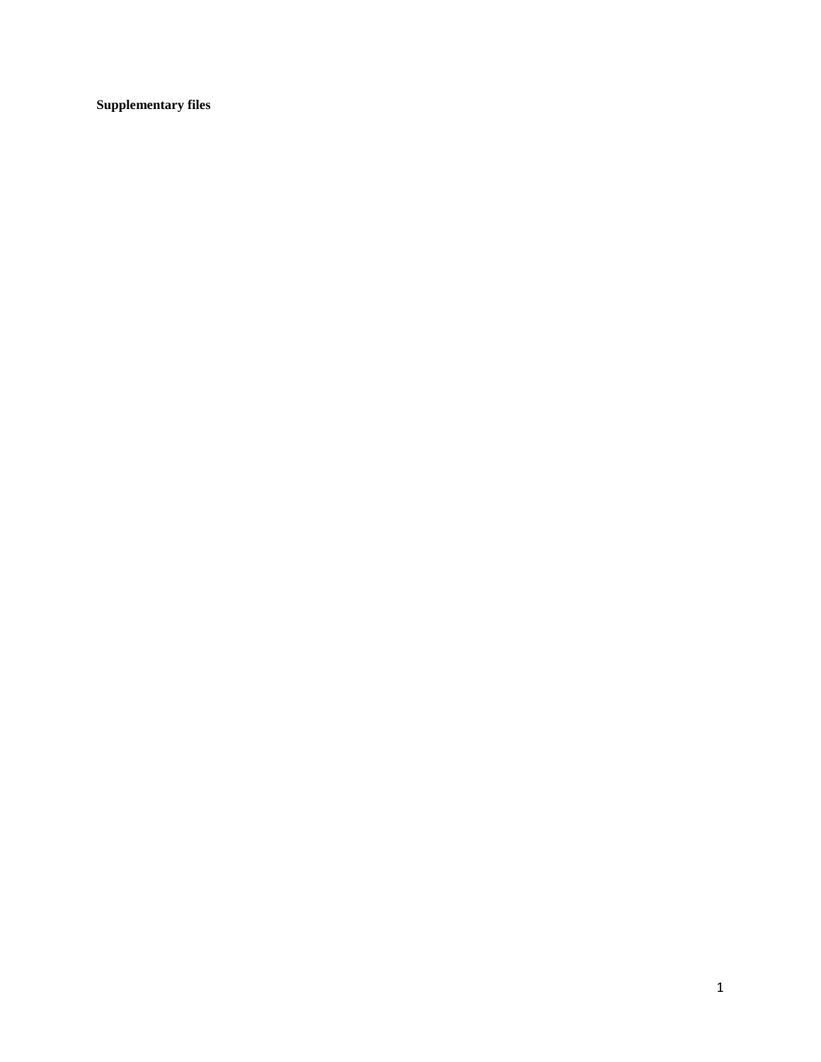**Supplementary files**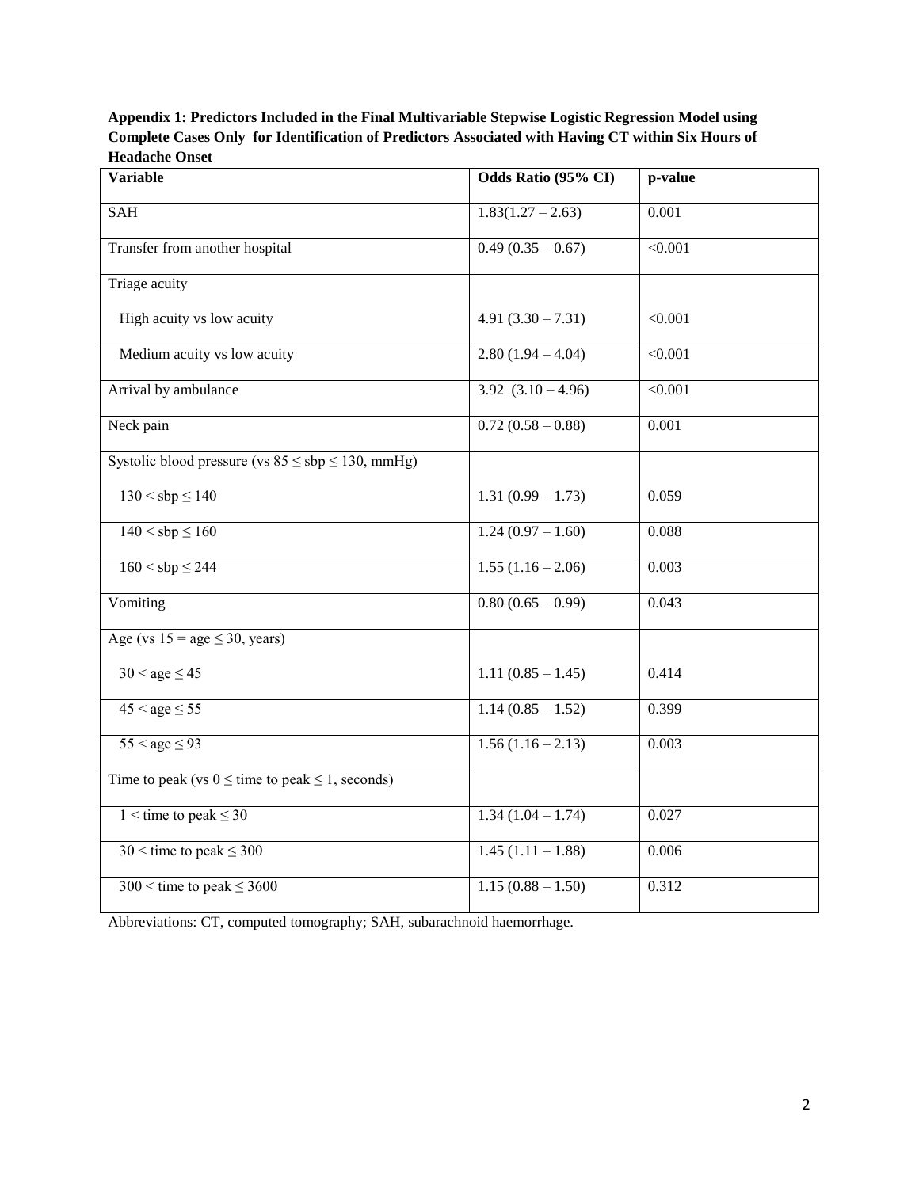**Appendix 1: Predictors Included in the Final Multivariable Stepwise Logistic Regression Model using Complete Cases Only for Identification of Predictors Associated with Having CT within Six Hours of Headache Onset**

| Variable | Odds Ratio (95% CI) | p-value |
|---|---|---|
| SAH | 1.83(1.27 – 2.63) | 0.001 |
| Transfer from another hospital | 0.49 (0.35 – 0.67) | <0.001 |
| Triage acuity | | |
| High acuity vs low acuity | 4.91 (3.30 – 7.31) | <0.001 |
| Medium acuity vs low acuity | 2.80 (1.94 – 4.04) | <0.001 |
| Arrival by ambulance | 3.92 (3.10 – 4.96) | <0.001 |
| Neck pain | 0.72 (0.58 – 0.88) | 0.001 |
| Systolic blood pressure (vs $85 \leq sbp \leq 130$, mmHg) | | |
| $130 < sbp \leq 140$ | 1.31 (0.99 – 1.73) | 0.059 |
| $140 < sbp \leq 160$ | 1.24 (0.97 – 1.60) | 0.088 |
| $160 < sbp \leq 244$ | 1.55 (1.16 – 2.06) | 0.003 |
| Vomiting | 0.80 (0.65 – 0.99) | 0.043 |
| Age (vs $15 = age \leq 30$, years) | | |
| $30 < age \leq 45$ | 1.11 (0.85 – 1.45) | 0.414 |
| $45 < age \leq 55$ | 1.14 (0.85 – 1.52) | 0.399 |
| $55 < age \leq 93$ | 1.56 (1.16 – 2.13) | 0.003 |
| Time to peak (vs $0 \leq$ time to peak $\leq 1$, seconds) | | |
| $1 <$ time to peak $\leq 30$ | 1.34 (1.04 – 1.74) | 0.027 |
| $30 <$ time to peak $\leq 300$ | 1.45 (1.11 – 1.88) | 0.006 |
| $300 <$ time to peak $\leq 3600$ | 1.15 (0.88 – 1.50) | 0.312 |

Abbreviations: CT, computed tomography; SAH, subarachnoid haemorrhage.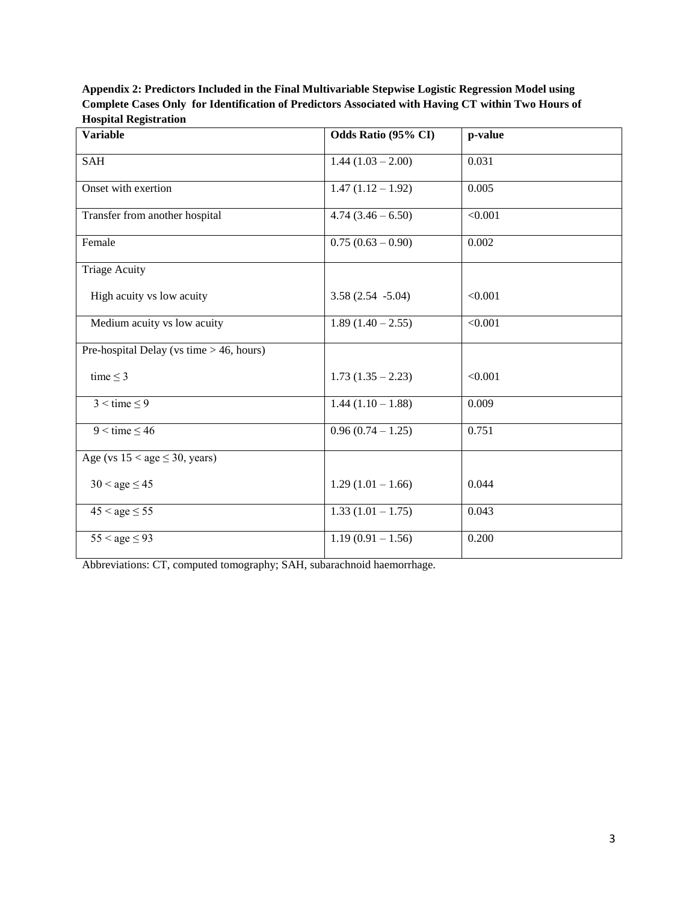**Appendix 2: Predictors Included in the Final Multivariable Stepwise Logistic Regression Model using Complete Cases Only for Identification of Predictors Associated with Having CT within Two Hours of Hospital Registration**

| Variable | Odds Ratio (95% CI) | p-value |
|---|---|---|
| SAH | 1.44 (1.03 – 2.00) | 0.031 |
| Onset with exertion | 1.47 (1.12 – 1.92) | 0.005 |
| Transfer from another hospital | 4.74 (3.46 – 6.50) | <0.001 |
| Female | 0.75 (0.63 – 0.90) | 0.002 |
| Triage Acuity | | |
| High acuity vs low acuity | 3.58 (2.54 -5.04) | <0.001 |
| Medium acuity vs low acuity | 1.89 (1.40 – 2.55) | <0.001 |
| Pre-hospital Delay (vs time > 46, hours) | | |
| time ≤ 3 | 1.73 (1.35 – 2.23) | <0.001 |
| 3 < time ≤ 9 | 1.44 (1.10 – 1.88) | 0.009 |
| 9 < time ≤ 46 | 0.96 (0.74 – 1.25) | 0.751 |
| Age (vs 15 < age ≤ 30, years) | | |
| 30 < age ≤ 45 | 1.29 (1.01 – 1.66) | 0.044 |
| 45 < age ≤ 55 | 1.33 (1.01 – 1.75) | 0.043 |
| 55 < age ≤ 93 | 1.19 (0.91 – 1.56) | 0.200 |

Abbreviations: CT, computed tomography; SAH, subarachnoid haemorrhage.